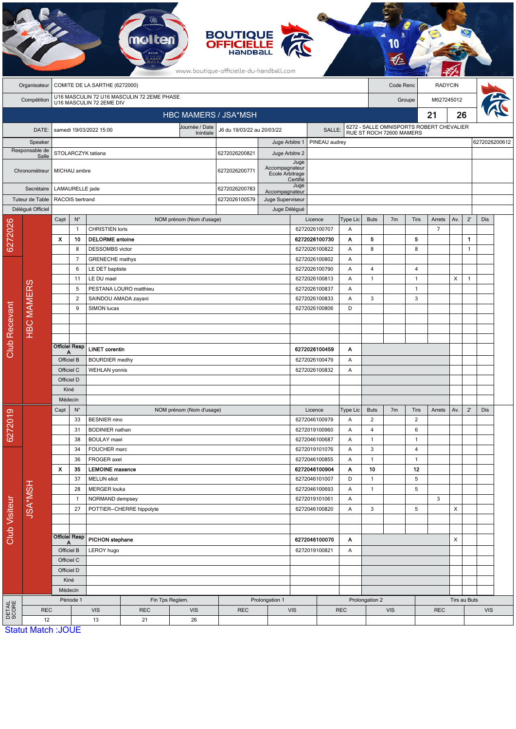BOUTIQUE OFFICIELLE HANDBALL

www.boutique-officielle-du-handball.com

| | | | |
|---|---|---|---|
| Organisateur | COMITE DE LA SARTHE (6272000) | Code Renc | RADYCIN |
| Compétition | U16 MASCULIN 72 U16 MASCULIN 72 2EME PHASE U16 MASCULIN 72 2EME DIV | Groupe | M627245012 |

## HBC MAMERS / JSA*MSH — 21 — 26

| | | | | | |
|---|---|---|---|---|---|
| DATE: | samedi 19/03/2022 15:00 | Journée / Date Initiale | J6 du 19/03/22 au 20/03/22 | SALLE: | 6272 - SALLE OMNISPORTS ROBERT CHEVALIER RUE ST ROCH 72600 MAMERS |

| Fonction | Nom | Licence | Fonction | Nom | Licence |
|---|---|---|---|---|---|
| Speaker | | | Juge Arbitre 1 | PINEAU audrey | 6272026200612 |
| Responsable de Salle | STOLARCZYK tatiana | 6272026200821 | Juge Arbitre 2 | | |
| Chronométreur | MICHAU ambre | 6272026200771 | Juge Accompagnateur Ecole Arbitrage Certifié | | |
| Secrétaire | LAMAURELLE jade | 6272026200783 | Juge Accompagnateur | | |
| Tuteur de Table | RACOIS bertrand | 6272026100579 | Juge Superviseur | | |
| Délégué Officiel | | | Juge Délégué | | |

### Club Recevant — 6272026 — HBC MAMERS

| Capt | N° | NOM prénom (Nom d'usage) | Licence | Type Lic | Buts | 7m | Tirs | Arrets | Av. | 2' | Dis |
|---|---|---|---|---|---|---|---|---|---|---|---|
| | 1 | CHRISTIEN loris | 6272026100707 | A | | | | 7 | | | |
| X | 10 | **DELORME antoine** | **6272026100730** | **A** | **5** | | **5** | | | **1** | |
| | 8 | DESSOMBS victor | 6272026100822 | A | 8 | | 8 | | | 1 | |
| | 7 | GRENECHE mathys | 6272026100802 | A | | | | | | | |
| | 6 | LE DET baptiste | 6272026100790 | A | 4 | | 4 | | | | |
| | 11 | LE DU mael | 6272026100813 | A | 1 | | 1 | | X | 1 | |
| | 5 | PESTANA LOURO matthieu | 6272026100837 | A | | | 1 | | | | |
| | 2 | SAINDOU AMADA zayani | 6272026100833 | A | 3 | | 3 | | | | |
| | 9 | SIMON lucas | 6272026100806 | D | | | | | | | |
| Officiel Resp A | | **LINET corentin** | **6272026100459** | **A** | | | | | | | |
| Officiel B | | BOURDIER medhy | 6272026100479 | A | | | | | | | |
| Officiel C | | WEHLAN yonnis | 6272026100832 | A | | | | | | | |
| Officiel D | | | | | | | | | | | |
| Kiné | | | | | | | | | | | |
| Médecin | | | | | | | | | | | |

### Club Visiteur — 6272019 — JSA*MSH

| Capt | N° | NOM prénom (Nom d'usage) | Licence | Type Lic | Buts | 7m | Tirs | Arrets | Av. | 2' | Dis |
|---|---|---|---|---|---|---|---|---|---|---|---|
| | 33 | BESNIER nino | 6272046100979 | A | 2 | | 2 | | | | |
| | 31 | BODINIER nathan | 6272019100960 | A | 4 | | 6 | | | | |
| | 38 | BOULAY mael | 6272046100687 | A | 1 | | 1 | | | | |
| | 34 | FOUCHER marc | 6272019101076 | A | 3 | | 4 | | | | |
| | 36 | FROGER axel | 6272046100855 | A | 1 | | 1 | | | | |
| X | 35 | **LEMOINE maxence** | **6272046100904** | **A** | **10** | | **12** | | | | |
| | 37 | MELUN eliot | 6272046101007 | D | 1 | | 5 | | | | |
| | 28 | MERGER louka | 6272046100693 | A | 1 | | 5 | | | | |
| | 1 | NORMAND dempsey | 6272019101061 | A | | | | 3 | | | |
| | 27 | POTTIER--CHERRE hippolyte | 6272046100820 | A | 3 | | 5 | | X | | |
| Officiel Resp A | | **PICHON stephane** | **6272046100070** | **A** | | | | | X | | |
| Officiel B | | LEROY hugo | 6272019100821 | A | | | | | | | |
| Officiel C | | | | | | | | | | | |
| Officiel D | | | | | | | | | | | |
| Kiné | | | | | | | | | | | |
| Médecin | | | | | | | | | | | |

### DETAIL SCORE

| Période 1 | | Fin Tps Reglem. | | Prolongation 1 | | Prolongation 2 | | Tirs au Buts | |
|---|---|---|---|---|---|---|---|---|---|
| REC | VIS | REC | VIS | REC | VIS | REC | VIS | REC | VIS |
| 12 | 13 | 21 | 26 | | | | | | |

Statut Match :JOUE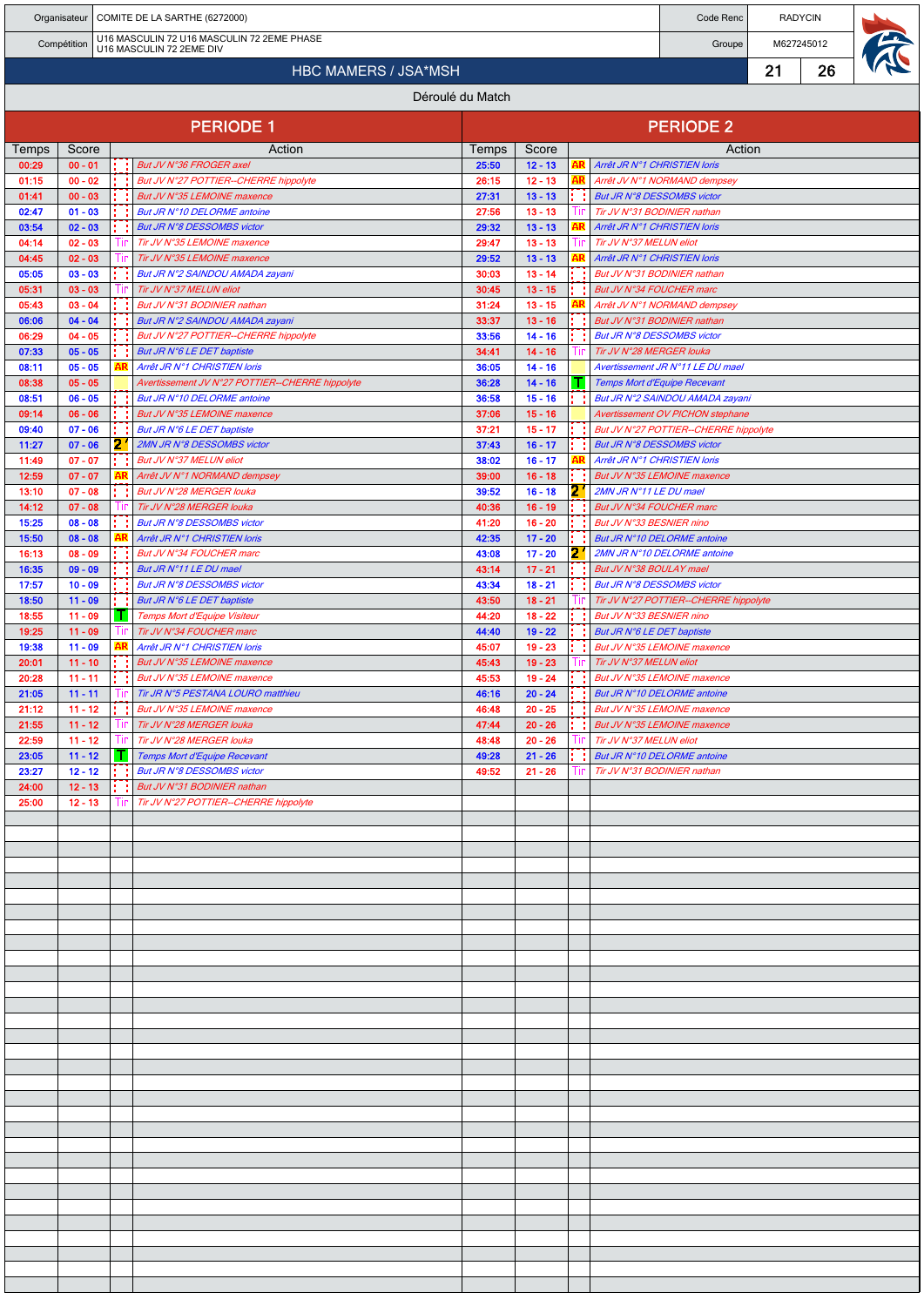| Organisateur | COMITE DE LA SARTHE (6272000) | Code Renc | RADYCIN |
|---|---|---|---|
| Compétition | U16 MASCULIN 72 U16 MASCULIN 72 2EME PHASE U16 MASCULIN 72 2EME DIV | Groupe | M627245012 |

## HBC MAMERS / JSA*MSH — 21 - 26

### Déroulé du Match

| PERIODE 1 | | | | PERIODE 2 | | | |
|---|---|---|---|---|---|---|---|
| Temps | Score | | Action | Temps | Score | | Action |
| 00:29 | 00 - 01 | | But JV N°36 FROGER axel | 25:50 | 12 - 13 | AR | Arrêt JR N°1 CHRISTIEN loris |
| 01:15 | 00 - 02 | | But JV N°27 POTTIER--CHERRE hippolyte | 26:15 | 12 - 13 | AR | Arrêt JV N°1 NORMAND dempsey |
| 01:41 | 00 - 03 | | But JV N°35 LEMOINE maxence | 27:31 | 13 - 13 | | But JR N°8 DESSOMBS victor |
| 02:47 | 01 - 03 | | But JR N°10 DELORME antoine | 27:56 | 13 - 13 | Tir | Tir JV N°31 BODINIER nathan |
| 03:54 | 02 - 03 | | But JR N°8 DESSOMBS victor | 29:32 | 13 - 13 | AR | Arrêt JR N°1 CHRISTIEN loris |
| 04:14 | 02 - 03 | Tir | Tir JV N°35 LEMOINE maxence | 29:47 | 13 - 13 | Tir | Tir JV N°37 MELUN eliot |
| 04:45 | 02 - 03 | Tir | Tir JV N°35 LEMOINE maxence | 29:52 | 13 - 13 | AR | Arrêt JR N°1 CHRISTIEN loris |
| 05:05 | 03 - 03 | | But JR N°2 SAINDOU AMADA zayani | 30:03 | 13 - 14 | | But JV N°31 BODINIER nathan |
| 05:31 | 03 - 03 | Tir | Tir JV N°37 MELUN eliot | 30:45 | 13 - 15 | | But JV N°34 FOUCHER marc |
| 05:43 | 03 - 04 | | But JV N°31 BODINIER nathan | 31:24 | 13 - 15 | AR | Arrêt JV N°1 NORMAND dempsey |
| 06:06 | 04 - 04 | | But JR N°2 SAINDOU AMADA zayani | 33:37 | 13 - 16 | | But JV N°31 BODINIER nathan |
| 06:29 | 04 - 05 | | But JV N°27 POTTIER--CHERRE hippolyte | 33:56 | 14 - 16 | | But JR N°8 DESSOMBS victor |
| 07:33 | 05 - 05 | | But JR N°6 LE DET baptiste | 34:41 | 14 - 16 | Tir | Tir JV N°28 MERGER louka |
| 08:11 | 05 - 05 | AR | Arrêt JR N°1 CHRISTIEN loris | 36:05 | 14 - 16 | | Avertissement JR N°11 LE DU mael |
| 08:38 | 05 - 05 | | Avertissement JV N°27 POTTIER--CHERRE hippolyte | 36:28 | 14 - 16 | T | Temps Mort d'Equipe Recevant |
| 08:51 | 06 - 05 | | But JR N°10 DELORME antoine | 36:58 | 15 - 16 | | But JR N°2 SAINDOU AMADA zayani |
| 09:14 | 06 - 06 | | But JV N°35 LEMOINE maxence | 37:06 | 15 - 16 | | Avertissement OV PICHON stephane |
| 09:40 | 07 - 06 | | But JR N°6 LE DET baptiste | 37:21 | 15 - 17 | | But JV N°27 POTTIER--CHERRE hippolyte |
| 11:27 | 07 - 06 | 2' | 2MN JR N°8 DESSOMBS victor | 37:43 | 16 - 17 | | But JR N°8 DESSOMBS victor |
| 11:49 | 07 - 07 | | But JV N°37 MELUN eliot | 38:02 | 16 - 17 | AR | Arrêt JR N°1 CHRISTIEN loris |
| 12:59 | 07 - 07 | AR | Arrêt JV N°1 NORMAND dempsey | 39:00 | 16 - 18 | | But JV N°35 LEMOINE maxence |
| 13:10 | 07 - 08 | | But JV N°28 MERGER louka | 39:52 | 16 - 18 | 2' | 2MN JR N°11 LE DU mael |
| 14:12 | 07 - 08 | Tir | Tir JV N°28 MERGER louka | 40:36 | 16 - 19 | | But JV N°34 FOUCHER marc |
| 15:25 | 08 - 08 | | But JR N°8 DESSOMBS victor | 41:20 | 16 - 20 | | But JV N°33 BESNIER nino |
| 15:50 | 08 - 08 | AR | Arrêt JR N°1 CHRISTIEN loris | 42:35 | 17 - 20 | | But JR N°10 DELORME antoine |
| 16:13 | 08 - 09 | | But JV N°34 FOUCHER marc | 43:08 | 17 - 20 | 2' | 2MN JR N°10 DELORME antoine |
| 16:35 | 09 - 09 | | But JR N°11 LE DU mael | 43:14 | 17 - 21 | | But JV N°38 BOULAY mael |
| 17:57 | 10 - 09 | | But JR N°8 DESSOMBS victor | 43:34 | 18 - 21 | | But JR N°8 DESSOMBS victor |
| 18:50 | 11 - 09 | | But JR N°6 LE DET baptiste | 43:50 | 18 - 21 | Tir | Tir JV N°27 POTTIER--CHERRE hippolyte |
| 18:55 | 11 - 09 | T | Temps Mort d'Equipe Visiteur | 44:20 | 18 - 22 | | But JV N°33 BESNIER nino |
| 19:25 | 11 - 09 | Tir | Tir JV N°34 FOUCHER marc | 44:40 | 19 - 22 | | But JR N°6 LE DET baptiste |
| 19:38 | 11 - 09 | AR | Arrêt JR N°1 CHRISTIEN loris | 45:07 | 19 - 23 | | But JV N°35 LEMOINE maxence |
| 20:01 | 11 - 10 | | But JV N°35 LEMOINE maxence | 45:43 | 19 - 23 | Tir | Tir JV N°37 MELUN eliot |
| 20:28 | 11 - 11 | | But JV N°35 LEMOINE maxence | 45:53 | 19 - 24 | | But JV N°35 LEMOINE maxence |
| 21:05 | 11 - 11 | Tir | Tir JR N°5 PESTANA LOURO matthieu | 46:16 | 20 - 24 | | But JR N°10 DELORME antoine |
| 21:12 | 11 - 12 | | But JV N°35 LEMOINE maxence | 46:48 | 20 - 25 | | But JV N°35 LEMOINE maxence |
| 21:55 | 11 - 12 | Tir | Tir JV N°28 MERGER louka | 47:44 | 20 - 26 | | But JV N°35 LEMOINE maxence |
| 22:59 | 11 - 12 | Tir | Tir JV N°28 MERGER louka | 48:48 | 20 - 26 | Tir | Tir JV N°37 MELUN eliot |
| 23:05 | 11 - 12 | T | Temps Mort d'Equipe Recevant | 49:28 | 21 - 26 | | But JR N°10 DELORME antoine |
| 23:27 | 12 - 12 | | But JR N°8 DESSOMBS victor | 49:52 | 21 - 26 | Tir | Tir JV N°31 BODINIER nathan |
| 24:00 | 12 - 13 | | But JV N°31 BODINIER nathan | | | | |
| 25:00 | 12 - 13 | Tir | Tir JV N°27 POTTIER--CHERRE hippolyte | | | | |